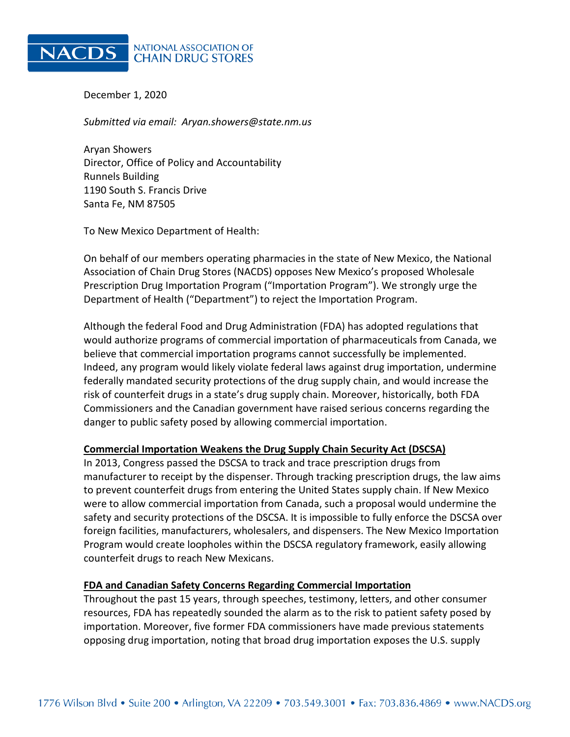# NACDS NATIONAL ASSOCIATION OF CHAIN DRUG STORES

December 1, 2020

*Submitted via email: Aryan.showers@state.nm.us*

Aryan Showers
Director, Office of Policy and Accountability
Runnels Building
1190 South S. Francis Drive
Santa Fe, NM 87505

To New Mexico Department of Health:

On behalf of our members operating pharmacies in the state of New Mexico, the National Association of Chain Drug Stores (NACDS) opposes New Mexico's proposed Wholesale Prescription Drug Importation Program ("Importation Program"). We strongly urge the Department of Health ("Department") to reject the Importation Program.

Although the federal Food and Drug Administration (FDA) has adopted regulations that would authorize programs of commercial importation of pharmaceuticals from Canada, we believe that commercial importation programs cannot successfully be implemented. Indeed, any program would likely violate federal laws against drug importation, undermine federally mandated security protections of the drug supply chain, and would increase the risk of counterfeit drugs in a state's drug supply chain. Moreover, historically, both FDA Commissioners and the Canadian government have raised serious concerns regarding the danger to public safety posed by allowing commercial importation.

**Commercial Importation Weakens the Drug Supply Chain Security Act (DSCSA)**

In 2013, Congress passed the DSCSA to track and trace prescription drugs from manufacturer to receipt by the dispenser. Through tracking prescription drugs, the law aims to prevent counterfeit drugs from entering the United States supply chain. If New Mexico were to allow commercial importation from Canada, such a proposal would undermine the safety and security protections of the DSCSA. It is impossible to fully enforce the DSCSA over foreign facilities, manufacturers, wholesalers, and dispensers. The New Mexico Importation Program would create loopholes within the DSCSA regulatory framework, easily allowing counterfeit drugs to reach New Mexicans.

**FDA and Canadian Safety Concerns Regarding Commercial Importation**

Throughout the past 15 years, through speeches, testimony, letters, and other consumer resources, FDA has repeatedly sounded the alarm as to the risk to patient safety posed by importation. Moreover, five former FDA commissioners have made previous statements opposing drug importation, noting that broad drug importation exposes the U.S. supply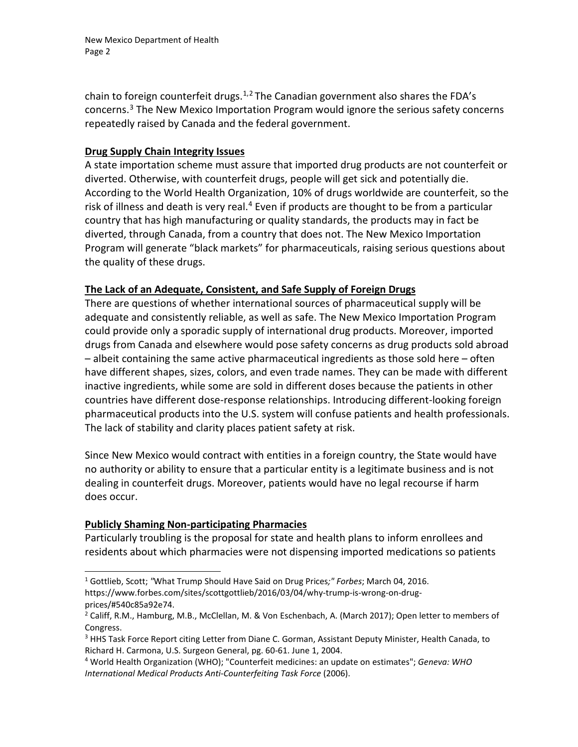chain to foreign counterfeit drugs.[1,2] The Canadian government also shares the FDA's concerns.[3] The New Mexico Importation Program would ignore the serious safety concerns repeatedly raised by Canada and the federal government.

**Drug Supply Chain Integrity Issues**

A state importation scheme must assure that imported drug products are not counterfeit or diverted. Otherwise, with counterfeit drugs, people will get sick and potentially die. According to the World Health Organization, 10% of drugs worldwide are counterfeit, so the risk of illness and death is very real.[4] Even if products are thought to be from a particular country that has high manufacturing or quality standards, the products may in fact be diverted, through Canada, from a country that does not. The New Mexico Importation Program will generate "black markets" for pharmaceuticals, raising serious questions about the quality of these drugs.

**The Lack of an Adequate, Consistent, and Safe Supply of Foreign Drugs**

There are questions of whether international sources of pharmaceutical supply will be adequate and consistently reliable, as well as safe. The New Mexico Importation Program could provide only a sporadic supply of international drug products. Moreover, imported drugs from Canada and elsewhere would pose safety concerns as drug products sold abroad – albeit containing the same active pharmaceutical ingredients as those sold here – often have different shapes, sizes, colors, and even trade names. They can be made with different inactive ingredients, while some are sold in different doses because the patients in other countries have different dose-response relationships. Introducing different-looking foreign pharmaceutical products into the U.S. system will confuse patients and health professionals. The lack of stability and clarity places patient safety at risk.

Since New Mexico would contract with entities in a foreign country, the State would have no authority or ability to ensure that a particular entity is a legitimate business and is not dealing in counterfeit drugs. Moreover, patients would have no legal recourse if harm does occur.

**Publicly Shaming Non-participating Pharmacies**

Particularly troubling is the proposal for state and health plans to inform enrollees and residents about which pharmacies were not dispensing imported medications so patients

---

[1] Gottlieb, Scott; "What Trump Should Have Said on Drug Prices;" *Forbes*; March 04, 2016. https://www.forbes.com/sites/scottgottlieb/2016/03/04/why-trump-is-wrong-on-drug-prices/#540c85a92e74.

[2] Califf, R.M., Hamburg, M.B., McClellan, M. & Von Eschenbach, A. (March 2017); Open letter to members of Congress.

[3] HHS Task Force Report citing Letter from Diane C. Gorman, Assistant Deputy Minister, Health Canada, to Richard H. Carmona, U.S. Surgeon General, pg. 60-61. June 1, 2004.

[4] World Health Organization (WHO); "Counterfeit medicines: an update on estimates"; *Geneva: WHO International Medical Products Anti-Counterfeiting Task Force* (2006).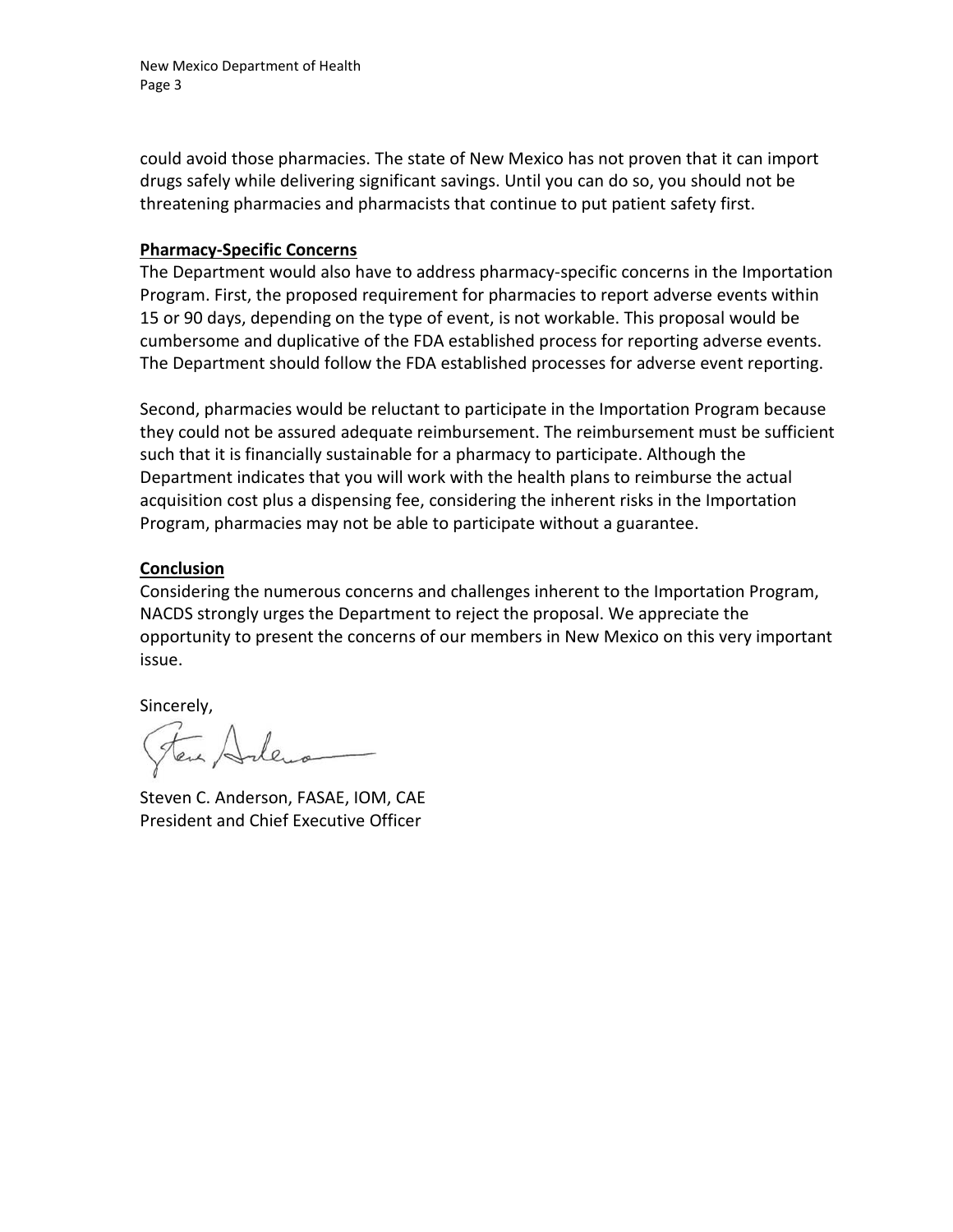could avoid those pharmacies. The state of New Mexico has not proven that it can import drugs safely while delivering significant savings. Until you can do so, you should not be threatening pharmacies and pharmacists that continue to put patient safety first.

**Pharmacy-Specific Concerns**

The Department would also have to address pharmacy-specific concerns in the Importation Program. First, the proposed requirement for pharmacies to report adverse events within 15 or 90 days, depending on the type of event, is not workable. This proposal would be cumbersome and duplicative of the FDA established process for reporting adverse events. The Department should follow the FDA established processes for adverse event reporting.

Second, pharmacies would be reluctant to participate in the Importation Program because they could not be assured adequate reimbursement. The reimbursement must be sufficient such that it is financially sustainable for a pharmacy to participate. Although the Department indicates that you will work with the health plans to reimburse the actual acquisition cost plus a dispensing fee, considering the inherent risks in the Importation Program, pharmacies may not be able to participate without a guarantee.

**Conclusion**

Considering the numerous concerns and challenges inherent to the Importation Program, NACDS strongly urges the Department to reject the proposal. We appreciate the opportunity to present the concerns of our members in New Mexico on this very important issue.

Sincerely,

Steven C. Anderson, FASAE, IOM, CAE
President and Chief Executive Officer